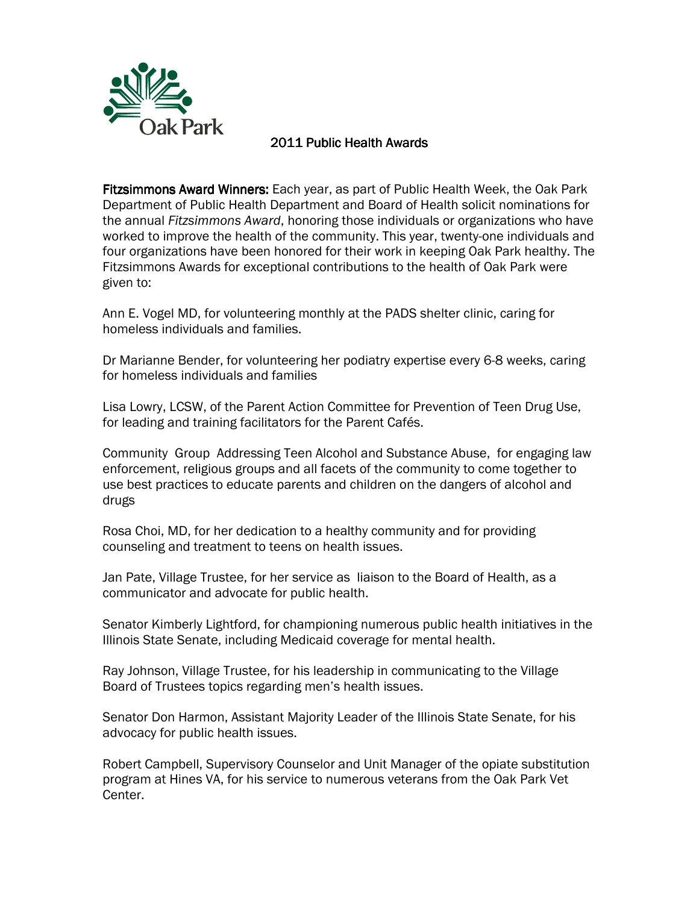Oak Park

# 2011 Public Health Awards

**Fitzsimmons Award Winners:** Each year, as part of Public Health Week, the Oak Park Department of Public Health Department and Board of Health solicit nominations for the annual *Fitzsimmons Award*, honoring those individuals or organizations who have worked to improve the health of the community. This year, twenty-one individuals and four organizations have been honored for their work in keeping Oak Park healthy. The Fitzsimmons Awards for exceptional contributions to the health of Oak Park were given to:

Ann E. Vogel MD, for volunteering monthly at the PADS shelter clinic, caring for homeless individuals and families.

Dr Marianne Bender, for volunteering her podiatry expertise every 6-8 weeks, caring for homeless individuals and families

Lisa Lowry, LCSW, of the Parent Action Committee for Prevention of Teen Drug Use, for leading and training facilitators for the Parent Cafés.

Community Group Addressing Teen Alcohol and Substance Abuse, for engaging law enforcement, religious groups and all facets of the community to come together to use best practices to educate parents and children on the dangers of alcohol and drugs

Rosa Choi, MD, for her dedication to a healthy community and for providing counseling and treatment to teens on health issues.

Jan Pate, Village Trustee, for her service as liaison to the Board of Health, as a communicator and advocate for public health.

Senator Kimberly Lightford, for championing numerous public health initiatives in the Illinois State Senate, including Medicaid coverage for mental health.

Ray Johnson, Village Trustee, for his leadership in communicating to the Village Board of Trustees topics regarding men's health issues.

Senator Don Harmon, Assistant Majority Leader of the Illinois State Senate, for his advocacy for public health issues.

Robert Campbell, Supervisory Counselor and Unit Manager of the opiate substitution program at Hines VA, for his service to numerous veterans from the Oak Park Vet Center.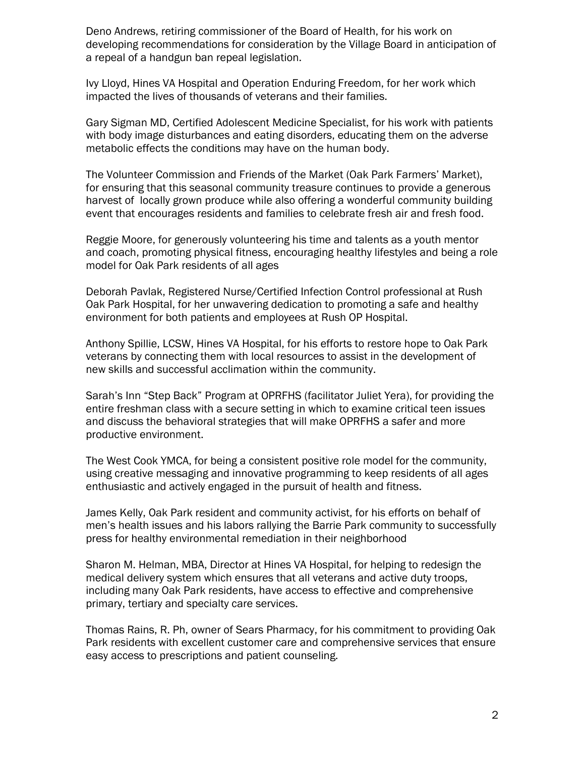Deno Andrews, retiring commissioner of the Board of Health, for his work on developing recommendations for consideration by the Village Board in anticipation of a repeal of a handgun ban repeal legislation.

Ivy Lloyd, Hines VA Hospital and Operation Enduring Freedom, for her work which impacted the lives of thousands of veterans and their families.

Gary Sigman MD, Certified Adolescent Medicine Specialist, for his work with patients with body image disturbances and eating disorders, educating them on the adverse metabolic effects the conditions may have on the human body.

The Volunteer Commission and Friends of the Market (Oak Park Farmers' Market), for ensuring that this seasonal community treasure continues to provide a generous harvest of locally grown produce while also offering a wonderful community building event that encourages residents and families to celebrate fresh air and fresh food.

Reggie Moore, for generously volunteering his time and talents as a youth mentor and coach, promoting physical fitness, encouraging healthy lifestyles and being a role model for Oak Park residents of all ages

Deborah Pavlak, Registered Nurse/Certified Infection Control professional at Rush Oak Park Hospital, for her unwavering dedication to promoting a safe and healthy environment for both patients and employees at Rush OP Hospital.

Anthony Spillie, LCSW, Hines VA Hospital, for his efforts to restore hope to Oak Park veterans by connecting them with local resources to assist in the development of new skills and successful acclimation within the community.

Sarah's Inn "Step Back" Program at OPRFHS (facilitator Juliet Yera), for providing the entire freshman class with a secure setting in which to examine critical teen issues and discuss the behavioral strategies that will make OPRFHS a safer and more productive environment.

The West Cook YMCA, for being a consistent positive role model for the community, using creative messaging and innovative programming to keep residents of all ages enthusiastic and actively engaged in the pursuit of health and fitness.

James Kelly, Oak Park resident and community activist, for his efforts on behalf of men's health issues and his labors rallying the Barrie Park community to successfully press for healthy environmental remediation in their neighborhood

Sharon M. Helman, MBA, Director at Hines VA Hospital, for helping to redesign the medical delivery system which ensures that all veterans and active duty troops, including many Oak Park residents, have access to effective and comprehensive primary, tertiary and specialty care services.

Thomas Rains, R. Ph, owner of Sears Pharmacy, for his commitment to providing Oak Park residents with excellent customer care and comprehensive services that ensure easy access to prescriptions and patient counseling.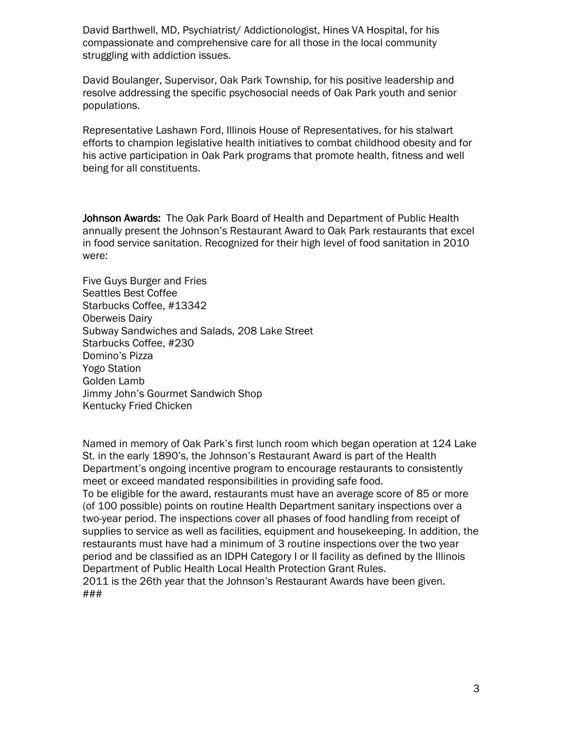David Barthwell, MD, Psychiatrist/ Addictionologist, Hines VA Hospital, for his compassionate and comprehensive care for all those in the local community struggling with addiction issues.

David Boulanger, Supervisor, Oak Park Township, for his positive leadership and resolve addressing the specific psychosocial needs of Oak Park youth and senior populations.

Representative Lashawn Ford, Illinois House of Representatives, for his stalwart efforts to champion legislative health initiatives to combat childhood obesity and for his active participation in Oak Park programs that promote health, fitness and well being for all constituents.

**Johnson Awards:** The Oak Park Board of Health and Department of Public Health annually present the Johnson's Restaurant Award to Oak Park restaurants that excel in food service sanitation. Recognized for their high level of food sanitation in 2010 were:

Five Guys Burger and Fries
Seattles Best Coffee
Starbucks Coffee, #13342
Oberweis Dairy
Subway Sandwiches and Salads, 208 Lake Street
Starbucks Coffee, #230
Domino's Pizza
Yogo Station
Golden Lamb
Jimmy John's Gourmet Sandwich Shop
Kentucky Fried Chicken

Named in memory of Oak Park's first lunch room which began operation at 124 Lake St. in the early 1890's, the Johnson's Restaurant Award is part of the Health Department's ongoing incentive program to encourage restaurants to consistently meet or exceed mandated responsibilities in providing safe food.
To be eligible for the award, restaurants must have an average score of 85 or more (of 100 possible) points on routine Health Department sanitary inspections over a two-year period. The inspections cover all phases of food handling from receipt of supplies to service as well as facilities, equipment and housekeeping. In addition, the restaurants must have had a minimum of 3 routine inspections over the two year period and be classified as an IDPH Category I or II facility as defined by the Illinois Department of Public Health Local Health Protection Grant Rules.
2011 is the 26th year that the Johnson's Restaurant Awards have been given.
###